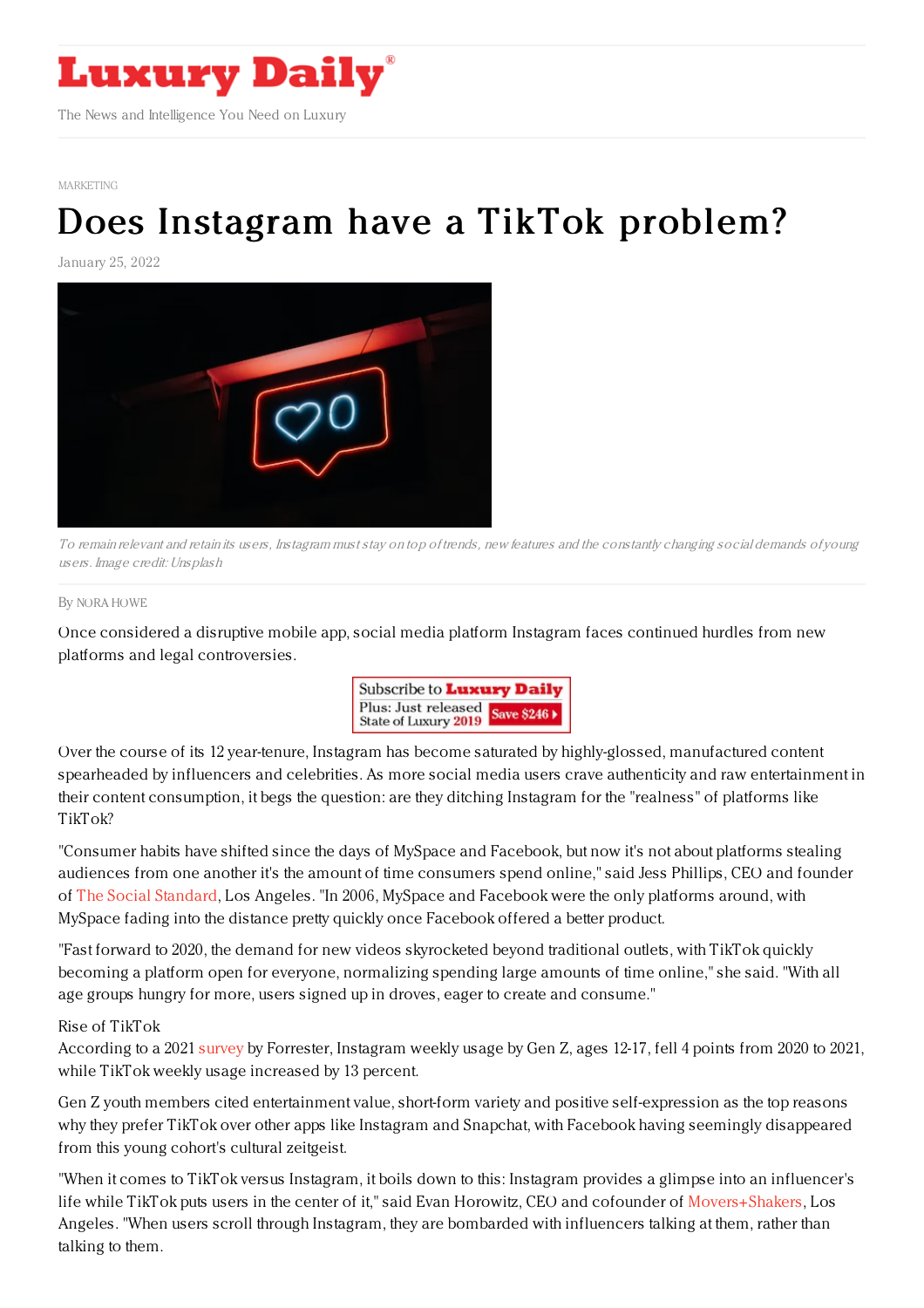MARKETING

# Does Instagram have a TikTok problem?

January 25, 2022

*To remain relevant and retain its users, Instagram must stay on top of trends, new features and the constantly changing social demands of young users. Image credit: Unsplash*

By NORA HOWE

Once considered a disruptive mobile app, social media platform Instagram faces continued hurdles from new platforms and legal controversies.

Over the course of its 12 year-tenure, Instagram has become saturated by highly-glossed, manufactured content spearheaded by influencers and celebrities. As more social media users crave authenticity and raw entertainment in their content consumption, it begs the question: are they ditching Instagram for the "realness" of platforms like TikTok?

"Consumer habits have shifted since the days of MySpace and Facebook, but now it's not about platforms stealing audiences from one another it's the amount of time consumers spend online," said Jess Phillips, CEO and founder of The Social Standard, Los Angeles. "In 2006, MySpace and Facebook were the only platforms around, with MySpace fading into the distance pretty quickly once Facebook offered a better product.

"Fast forward to 2020, the demand for new videos skyrocketed beyond traditional outlets, with TikTok quickly becoming a platform open for everyone, normalizing spending large amounts of time online," she said. "With all age groups hungry for more, users signed up in droves, eager to create and consume."

Rise of TikTok

According to a 2021 survey by Forrester, Instagram weekly usage by Gen Z, ages 12-17, fell 4 points from 2020 to 2021, while TikTok weekly usage increased by 13 percent.

Gen Z youth members cited entertainment value, short-form variety and positive self-expression as the top reasons why they prefer TikTok over other apps like Instagram and Snapchat, with Facebook having seemingly disappeared from this young cohort's cultural zeitgeist.

"When it comes to TikTok versus Instagram, it boils down to this: Instagram provides a glimpse into an influencer's life while TikTok puts users in the center of it," said Evan Horowitz, CEO and cofounder of Movers+Shakers, Los Angeles. "When users scroll through Instagram, they are bombarded with influencers talking at them, rather than talking to them.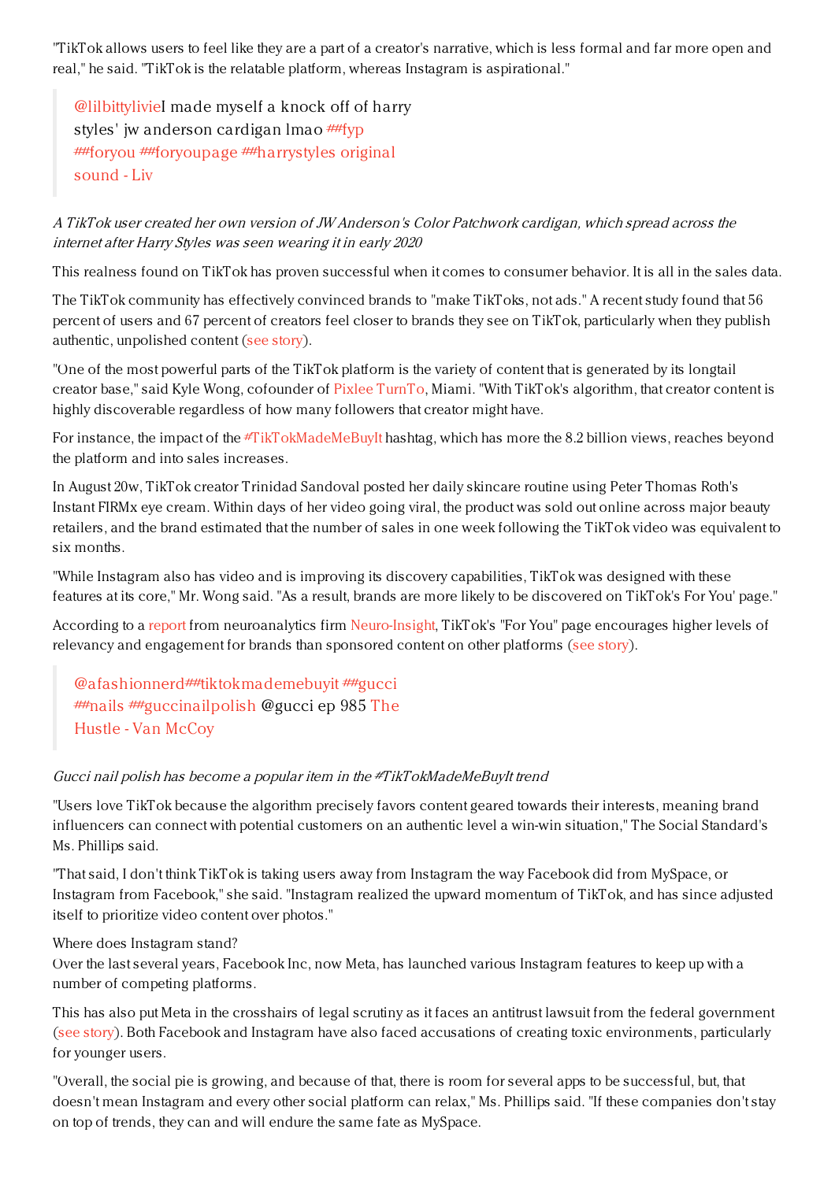"TikTok allows users to feel like they are a part of a creator's narrative, which is less formal and far more open and real," he said. "TikTok is the relatable platform, whereas Instagram is aspirational."

> @lilbittylivieI made myself a knock off of harry styles' jw anderson cardigan lmao ##fyp ##foryou ##foryoupage ##harrystyles original sound - Liv

*A TikTok user created her own version of JW Anderson's Color Patchwork cardigan, which spread across the internet after Harry Styles was seen wearing it in early 2020*

This realness found on TikTok has proven successful when it comes to consumer behavior. It is all in the sales data.

The TikTok community has effectively convinced brands to "make TikToks, not ads." A recent study found that 56 percent of users and 67 percent of creators feel closer to brands they see on TikTok, particularly when they publish authentic, unpolished content (see story).

"One of the most powerful parts of the TikTok platform is the variety of content that is generated by its longtail creator base," said Kyle Wong, cofounder of Pixlee TurnTo, Miami. "With TikTok's algorithm, that creator content is highly discoverable regardless of how many followers that creator might have.

For instance, the impact of the #TikTokMadeMeBuyIt hashtag, which has more the 8.2 billion views, reaches beyond the platform and into sales increases.

In August 20w, TikTok creator Trinidad Sandoval posted her daily skincare routine using Peter Thomas Roth's Instant FIRMx eye cream. Within days of her video going viral, the product was sold out online across major beauty retailers, and the brand estimated that the number of sales in one week following the TikTok video was equivalent to six months.

"While Instagram also has video and is improving its discovery capabilities, TikTok was designed with these features at its core," Mr. Wong said. "As a result, brands are more likely to be discovered on TikTok's For You' page."

According to a report from neuroanalytics firm Neuro-Insight, TikTok's "For You" page encourages higher levels of relevancy and engagement for brands than sponsored content on other platforms (see story).

> @afashionnerd##tiktokmademebuyit ##gucci ##nails ##guccinailpolish @gucci ep 985 The Hustle - Van McCoy

*Gucci nail polish has become a popular item in the #TikTokMadeMeBuyIt trend*

"Users love TikTok because the algorithm precisely favors content geared towards their interests, meaning brand influencers can connect with potential customers on an authentic level a win-win situation," The Social Standard's Ms. Phillips said.

"That said, I don't think TikTok is taking users away from Instagram the way Facebook did from MySpace, or Instagram from Facebook," she said. "Instagram realized the upward momentum of TikTok, and has since adjusted itself to prioritize video content over photos."

Where does Instagram stand?

Over the last several years, Facebook Inc, now Meta, has launched various Instagram features to keep up with a number of competing platforms.

This has also put Meta in the crosshairs of legal scrutiny as it faces an antitrust lawsuit from the federal government (see story). Both Facebook and Instagram have also faced accusations of creating toxic environments, particularly for younger users.

"Overall, the social pie is growing, and because of that, there is room for several apps to be successful, but, that doesn't mean Instagram and every other social platform can relax," Ms. Phillips said. "If these companies don't stay on top of trends, they can and will endure the same fate as MySpace.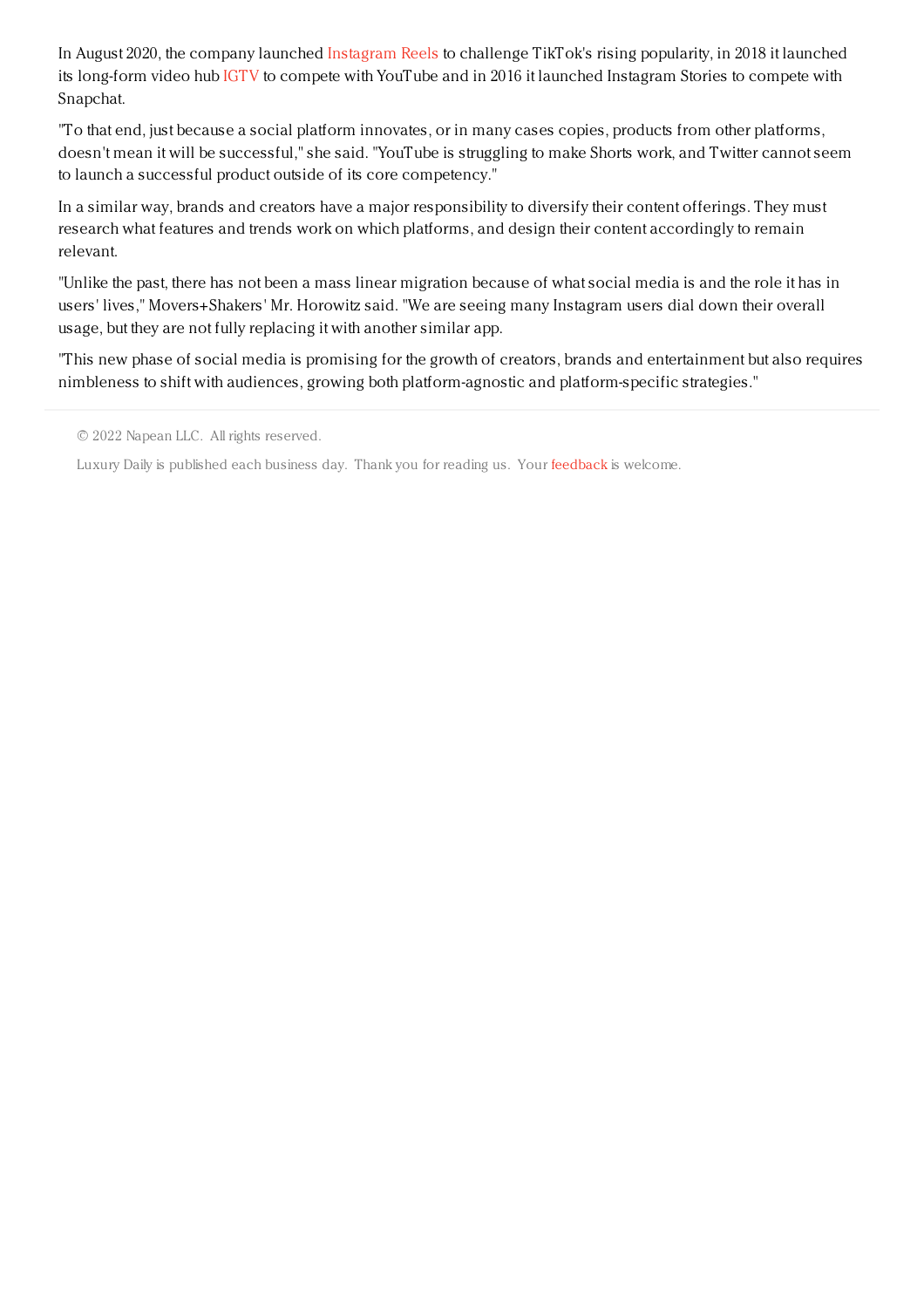In August 2020, the company launched Instagram Reels to challenge TikTok's rising popularity, in 2018 it launched its long-form video hub IGTV to compete with YouTube and in 2016 it launched Instagram Stories to compete with Snapchat.

"To that end, just because a social platform innovates, or in many cases copies, products from other platforms, doesn't mean it will be successful," she said. "YouTube is struggling to make Shorts work, and Twitter cannot seem to launch a successful product outside of its core competency."

In a similar way, brands and creators have a major responsibility to diversify their content offerings. They must research what features and trends work on which platforms, and design their content accordingly to remain relevant.

"Unlike the past, there has not been a mass linear migration because of what social media is and the role it has in users' lives," Movers+Shakers' Mr. Horowitz said. "We are seeing many Instagram users dial down their overall usage, but they are not fully replacing it with another similar app.

"This new phase of social media is promising for the growth of creators, brands and entertainment but also requires nimbleness to shift with audiences, growing both platform-agnostic and platform-specific strategies."

© 2022 Napean LLC. All rights reserved.

Luxury Daily is published each business day. Thank you for reading us. Your feedback is welcome.